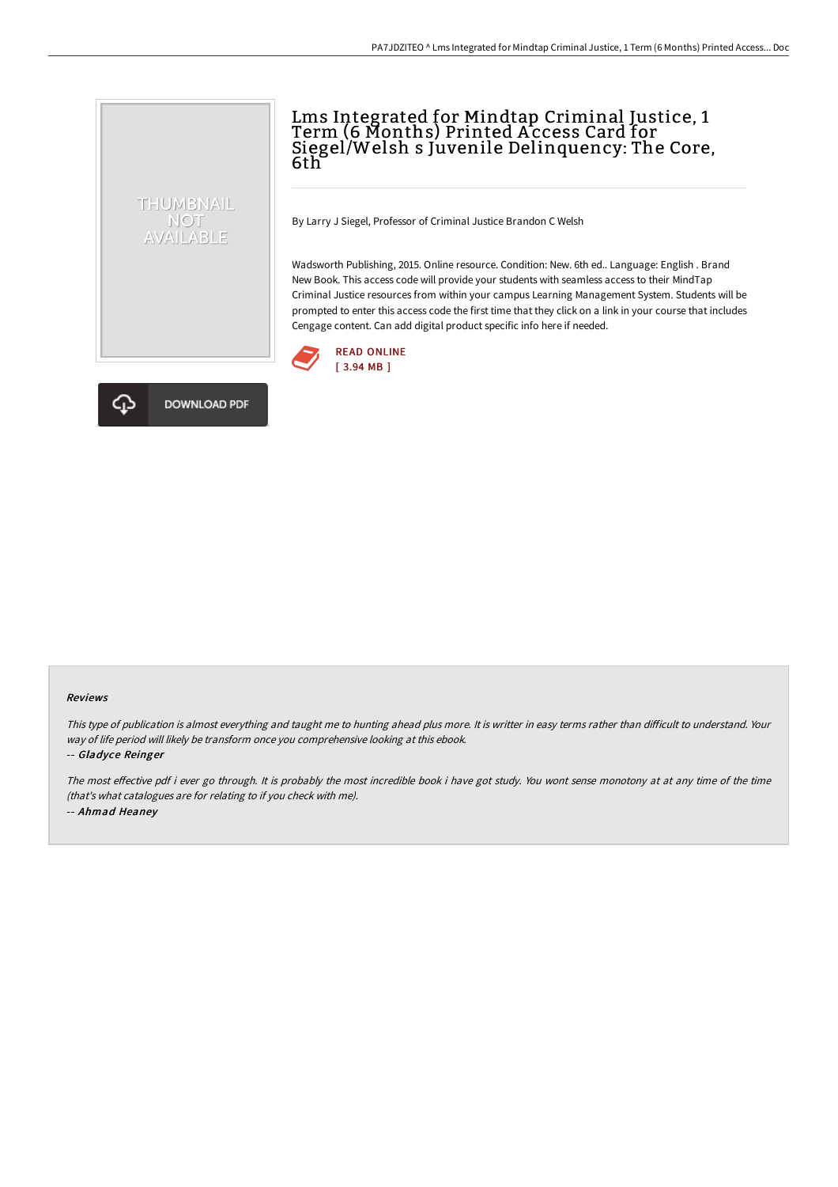# Lms Integrated for Mindtap Criminal Justice, 1 Term (6 Months) Printed Access Card for Siegel/Welsh s Juvenile Delinquency: The Core, 6th

By Larry J Siegel, Professor of Criminal Justice Brandon C Welsh

Wadsworth Publishing, 2015. Online resource. Condition: New. 6th ed.. Language: English . Brand New Book. This access code will provide your students with seamless access to their MindTap Criminal Justice resources from within your campus Learning Management System. Students will be prompted to enter this access code the first time that they click on a link in your course that includes Cengage content. Can add digital product specific info here if needed.

READ ONLINE
[ 3.94 MB ]

DOWNLOAD PDF

#### Reviews

*This type of publication is almost everything and taught me to hunting ahead plus more. It is writter in easy terms rather than difficult to understand. Your way of life period will likely be transform once you comprehensive looking at this ebook.*

-- *Gladyce Reinger*

*The most effective pdf i ever go through. It is probably the most incredible book i have got study. You wont sense monotony at at any time of the time (that's what catalogues are for relating to if you check with me).*

-- *Ahmad Heaney*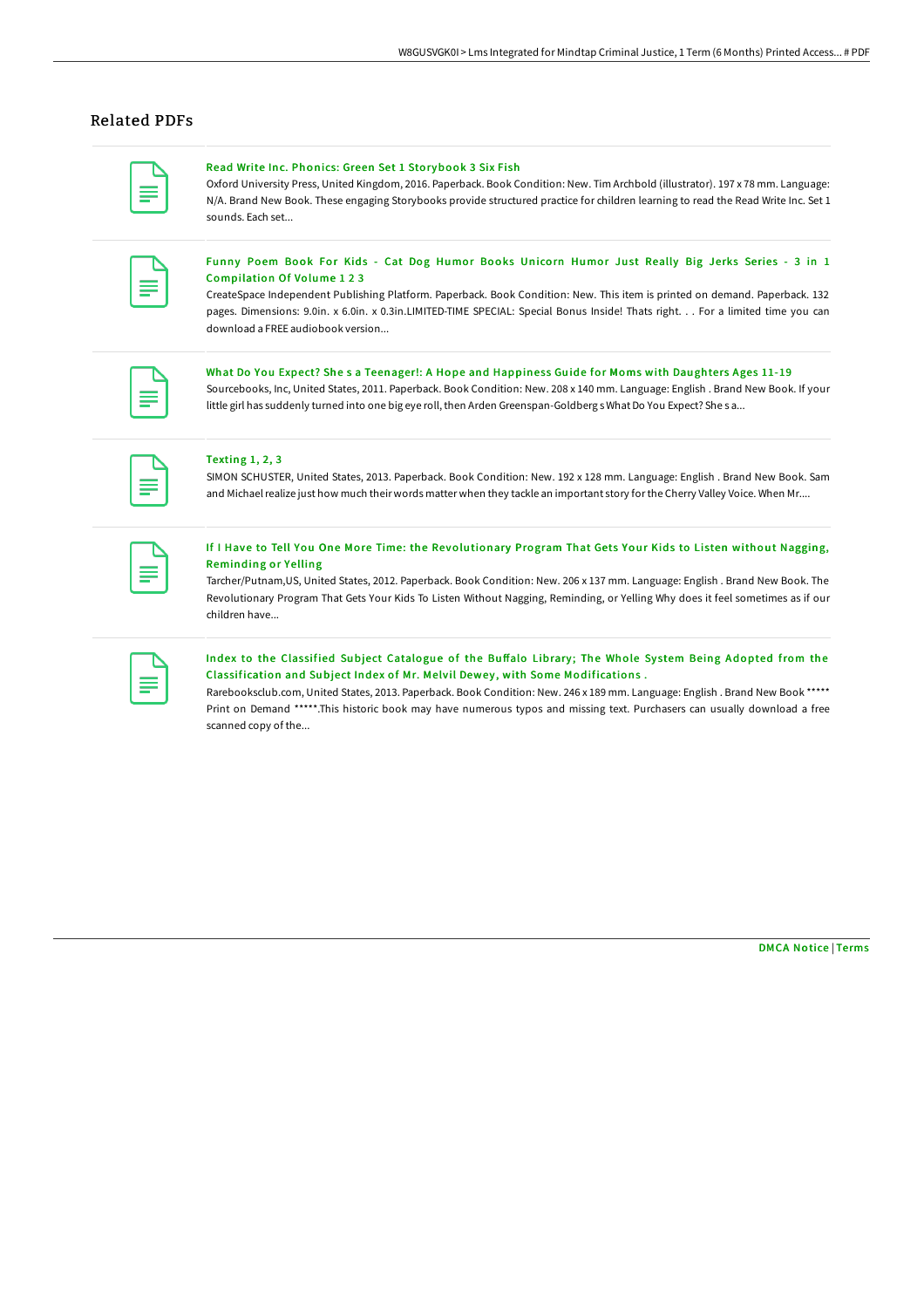## Related PDFs

### Read Write Inc. Phonics: Green Set 1 Storybook 3 Six Fish

Oxford University Press, United Kingdom, 2016. Paperback. Book Condition: New. Tim Archbold (illustrator). 197 x 78 mm. Language: N/A. Brand New Book. These engaging Storybooks provide structured practice for children learning to read the Read Write Inc. Set 1 sounds. Each set...

### Funny Poem Book For Kids - Cat Dog Humor Books Unicorn Humor Just Really Big Jerks Series - 3 in 1 Compilation Of Volume 1 2 3

CreateSpace Independent Publishing Platform. Paperback. Book Condition: New. This item is printed on demand. Paperback. 132 pages. Dimensions: 9.0in. x 6.0in. x 0.3in.LIMITED-TIME SPECIAL: Special Bonus Inside! Thats right. . . For a limited time you can download a FREE audiobook version...

### What Do You Expect? She s a Teenager!: A Hope and Happiness Guide for Moms with Daughters Ages 11-19

Sourcebooks, Inc, United States, 2011. Paperback. Book Condition: New. 208 x 140 mm. Language: English . Brand New Book. If your little girl has suddenly turned into one big eye roll, then Arden Greenspan-Goldberg s What Do You Expect? She s a...

### Texting 1, 2, 3

SIMON SCHUSTER, United States, 2013. Paperback. Book Condition: New. 192 x 128 mm. Language: English . Brand New Book. Sam and Michael realize just how much their words matter when they tackle an important story for the Cherry Valley Voice. When Mr....

### If I Have to Tell You One More Time: the Revolutionary Program That Gets Your Kids to Listen without Nagging, Reminding or Yelling

Tarcher/Putnam,US, United States, 2012. Paperback. Book Condition: New. 206 x 137 mm. Language: English . Brand New Book. The Revolutionary Program That Gets Your Kids To Listen Without Nagging, Reminding, or Yelling Why does it feel sometimes as if our children have...

### Index to the Classified Subject Catalogue of the Buffalo Library; The Whole System Being Adopted from the Classification and Subject Index of Mr. Melvil Dewey, with Some Modifications .

Rarebooksclub.com, United States, 2013. Paperback. Book Condition: New. 246 x 189 mm. Language: English . Brand New Book ***** Print on Demand *****.This historic book may have numerous typos and missing text. Purchasers can usually download a free scanned copy of the...